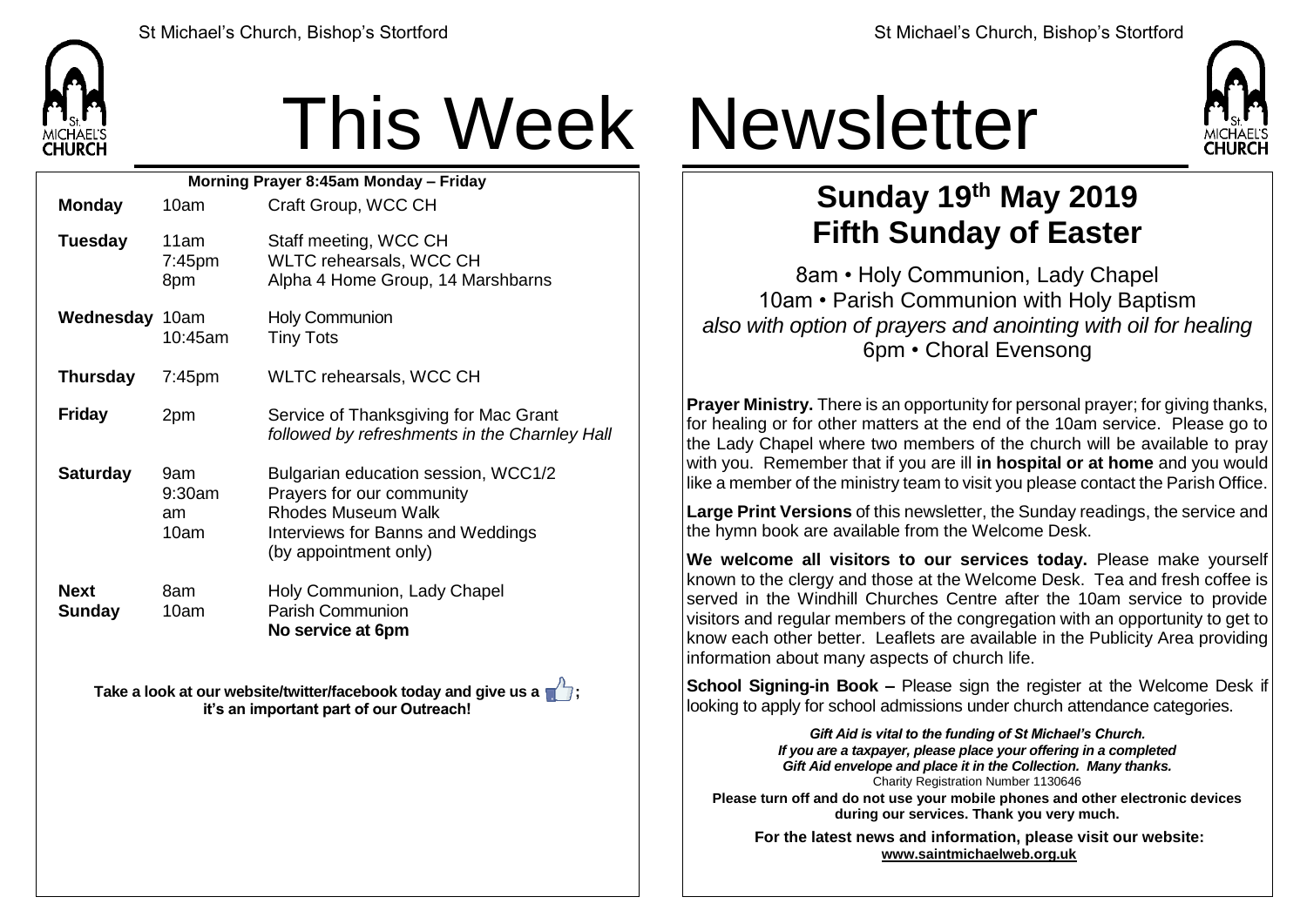# This Week Newsletter

**Morning Prayer 8:45am Monday – Friday**

| | | |
|---|---|---|
| **Monday** | 10am | Craft Group, WCC CH |
| **Tuesday** | 11am | Staff meeting, WCC CH |
| | 7:45pm | WLTC rehearsals, WCC CH |
| | 8pm | Alpha 4 Home Group, 14 Marshbarns |
| **Wednesday** | 10am | Holy Communion |
| | 10:45am | Tiny Tots |
| **Thursday** | 7:45pm | WLTC rehearsals, WCC CH |
| **Friday** | 2pm | Service of Thanksgiving for Mac Grant *followed by refreshments in the Charnley Hall* |
| **Saturday** | 9am | Bulgarian education session, WCC1/2 |
| | 9:30am | Prayers for our community |
| | am | Rhodes Museum Walk |
| | 10am | Interviews for Banns and Weddings (by appointment only) |
| **Next Sunday** | 8am | Holy Communion, Lady Chapel |
| | 10am | Parish Communion |
| | | **No service at 6pm** |

**Take a look at our website/twitter/facebook today and give us a 👍; it's an important part of our Outreach!**

## Sunday 19th May 2019
## Fifth Sunday of Easter

8am • Holy Communion, Lady Chapel
10am • Parish Communion with Holy Baptism
*also with option of prayers and anointing with oil for healing*
6pm • Choral Evensong

**Prayer Ministry.** There is an opportunity for personal prayer; for giving thanks, for healing or for other matters at the end of the 10am service. Please go to the Lady Chapel where two members of the church will be available to pray with you. Remember that if you are ill **in hospital or at home** and you would like a member of the ministry team to visit you please contact the Parish Office.

**Large Print Versions** of this newsletter, the Sunday readings, the service and the hymn book are available from the Welcome Desk.

**We welcome all visitors to our services today.** Please make yourself known to the clergy and those at the Welcome Desk. Tea and fresh coffee is served in the Windhill Churches Centre after the 10am service to provide visitors and regular members of the congregation with an opportunity to get to know each other better. Leaflets are available in the Publicity Area providing information about many aspects of church life.

**School Signing-in Book –** Please sign the register at the Welcome Desk if looking to apply for school admissions under church attendance categories.

***Gift Aid is vital to the funding of St Michael's Church.***
***If you are a taxpayer, please place your offering in a completed Gift Aid envelope and place it in the Collection. Many thanks.***
Charity Registration Number 1130646

**Please turn off and do not use your mobile phones and other electronic devices during our services. Thank you very much.**

**For the latest news and information, please visit our website: www.saintmichaelweb.org.uk**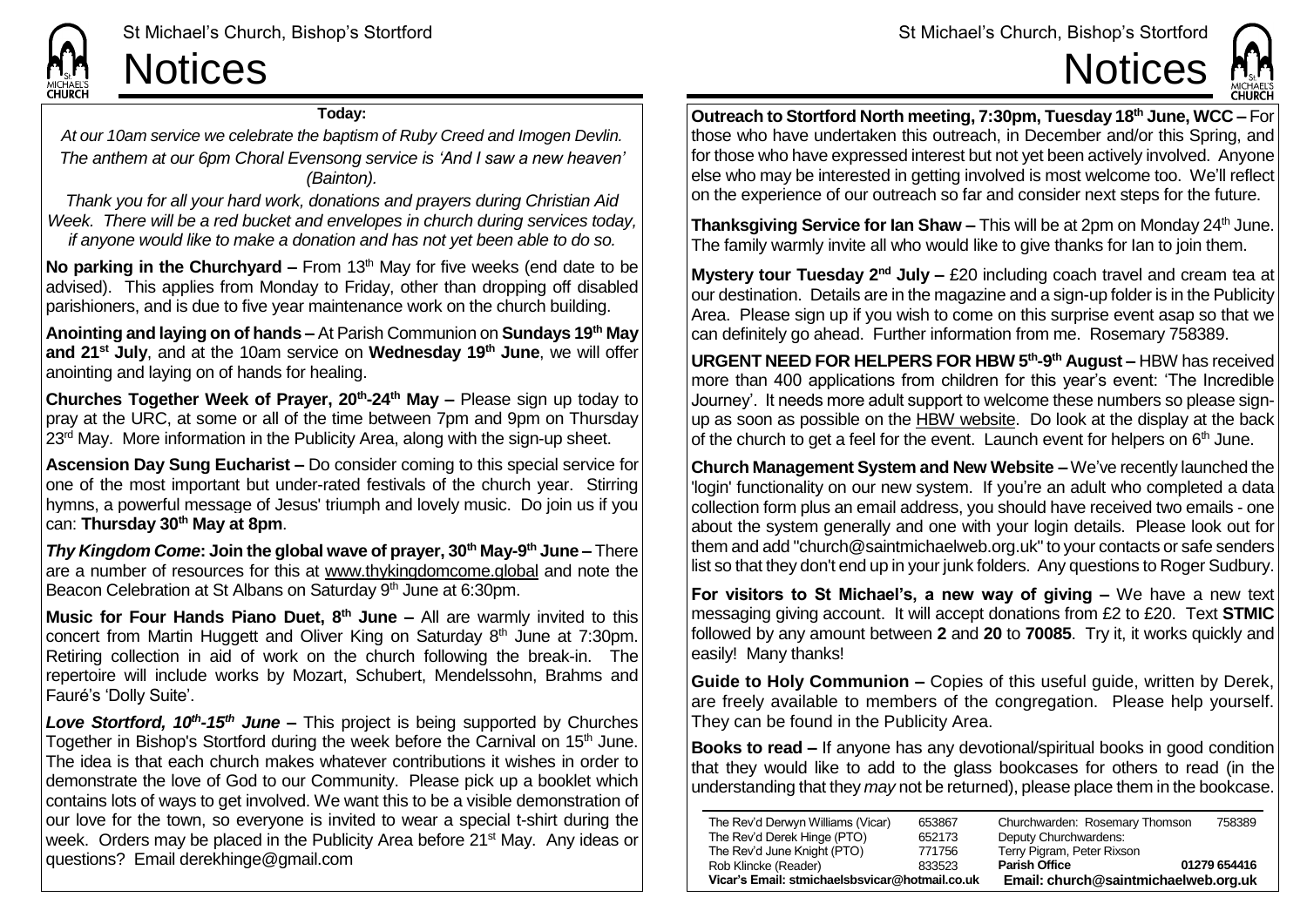# Notices

**Today:**

*At our 10am service we celebrate the baptism of Ruby Creed and Imogen Devlin.*

*The anthem at our 6pm Choral Evensong service is 'And I saw a new heaven' (Bainton).*

*Thank you for all your hard work, donations and prayers during Christian Aid Week. There will be a red bucket and envelopes in church during services today, if anyone would like to make a donation and has not yet been able to do so.*

**No parking in the Churchyard –** From 13th May for five weeks (end date to be advised). This applies from Monday to Friday, other than dropping off disabled parishioners, and is due to five year maintenance work on the church building.

**Anointing and laying on of hands –** At Parish Communion on **Sundays 19th May and 21st July**, and at the 10am service on **Wednesday 19th June**, we will offer anointing and laying on of hands for healing.

**Churches Together Week of Prayer, 20th-24th May –** Please sign up today to pray at the URC, at some or all of the time between 7pm and 9pm on Thursday 23rd May. More information in the Publicity Area, along with the sign-up sheet.

**Ascension Day Sung Eucharist –** Do consider coming to this special service for one of the most important but under-rated festivals of the church year. Stirring hymns, a powerful message of Jesus' triumph and lovely music. Do join us if you can: **Thursday 30th May at 8pm**.

***Thy Kingdom Come*: Join the global wave of prayer, 30th May-9th June –** There are a number of resources for this at www.thykingdomcome.global and note the Beacon Celebration at St Albans on Saturday 9th June at 6:30pm.

**Music for Four Hands Piano Duet, 8th June –** All are warmly invited to this concert from Martin Huggett and Oliver King on Saturday 8th June at 7:30pm. Retiring collection in aid of work on the church following the break-in. The repertoire will include works by Mozart, Schubert, Mendelssohn, Brahms and Fauré's 'Dolly Suite'.

***Love Stortford, 10th-15th June* –** This project is being supported by Churches Together in Bishop's Stortford during the week before the Carnival on 15th June. The idea is that each church makes whatever contributions it wishes in order to demonstrate the love of God to our Community. Please pick up a booklet which contains lots of ways to get involved. We want this to be a visible demonstration of our love for the town, so everyone is invited to wear a special t-shirt during the week. Orders may be placed in the Publicity Area before 21st May. Any ideas or questions? Email derekhinge@gmail.com

**Outreach to Stortford North meeting, 7:30pm, Tuesday 18th June, WCC –** For those who have undertaken this outreach, in December and/or this Spring, and for those who have expressed interest but not yet been actively involved. Anyone else who may be interested in getting involved is most welcome too. We'll reflect on the experience of our outreach so far and consider next steps for the future.

**Thanksgiving Service for Ian Shaw –** This will be at 2pm on Monday 24th June. The family warmly invite all who would like to give thanks for Ian to join them.

**Mystery tour Tuesday 2nd July –** £20 including coach travel and cream tea at our destination. Details are in the magazine and a sign-up folder is in the Publicity Area. Please sign up if you wish to come on this surprise event asap so that we can definitely go ahead. Further information from me. Rosemary 758389.

**URGENT NEED FOR HELPERS FOR HBW 5th-9th August –** HBW has received more than 400 applications from children for this year's event: 'The Incredible Journey'. It needs more adult support to welcome these numbers so please sign-up as soon as possible on the HBW website. Do look at the display at the back of the church to get a feel for the event. Launch event for helpers on 6th June.

**Church Management System and New Website –** We've recently launched the 'login' functionality on our new system. If you're an adult who completed a data collection form plus an email address, you should have received two emails - one about the system generally and one with your login details. Please look out for them and add "church@saintmichaelweb.org.uk" to your contacts or safe senders list so that they don't end up in your junk folders. Any questions to Roger Sudbury.

**For visitors to St Michael's, a new way of giving –** We have a new text messaging giving account. It will accept donations from £2 to £20. Text **STMIC** followed by any amount between **2** and **20** to **70085**. Try it, it works quickly and easily! Many thanks!

**Guide to Holy Communion –** Copies of this useful guide, written by Derek, are freely available to members of the congregation. Please help yourself. They can be found in the Publicity Area.

**Books to read –** If anyone has any devotional/spiritual books in good condition that they would like to add to the glass bookcases for others to read (in the understanding that they *may* not be returned), please place them in the bookcase.

| | | | |
|---|---|---|---|
| The Rev'd Derwyn Williams (Vicar) | 653867 | Churchwarden: Rosemary Thomson | 758389 |
| The Rev'd Derek Hinge (PTO) | 652173 | Deputy Churchwardens: | |
| The Rev'd June Knight (PTO) | 771756 | Terry Pigram, Peter Rixson | |
| Rob Klincke (Reader) | 833523 | **Parish Office** | **01279 654416** |
| **Vicar's Email: stmichaelsbsvicar@hotmail.co.uk** | | **Email: church@saintmichaelweb.org.uk** | |